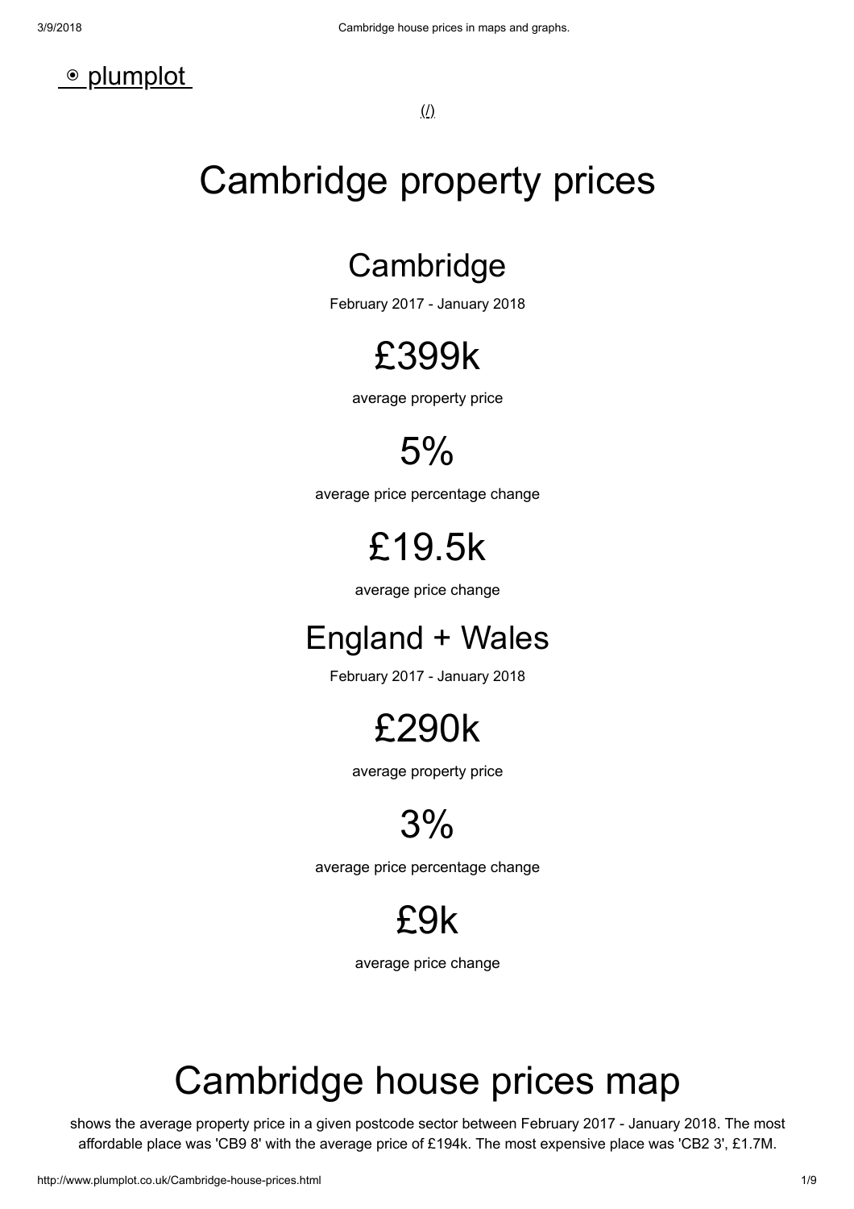⦿ plumplot

(/)

# Cambridge property prices

## Cambridge

February 2017 - January 2018

## £399k

average property price

## 5%

average price percentage change

## £19.5k

average price change

## England + Wales

February 2017 - January 2018

## £290k

average property price

## 3%

average price percentage change

## £9k

average price change

# Cambridge house prices map

shows the average property price in a given postcode sector between February 2017 - January 2018. The most affordable place was 'CB9 8' with the average price of £194k. The most expensive place was 'CB2 3', £1.7M.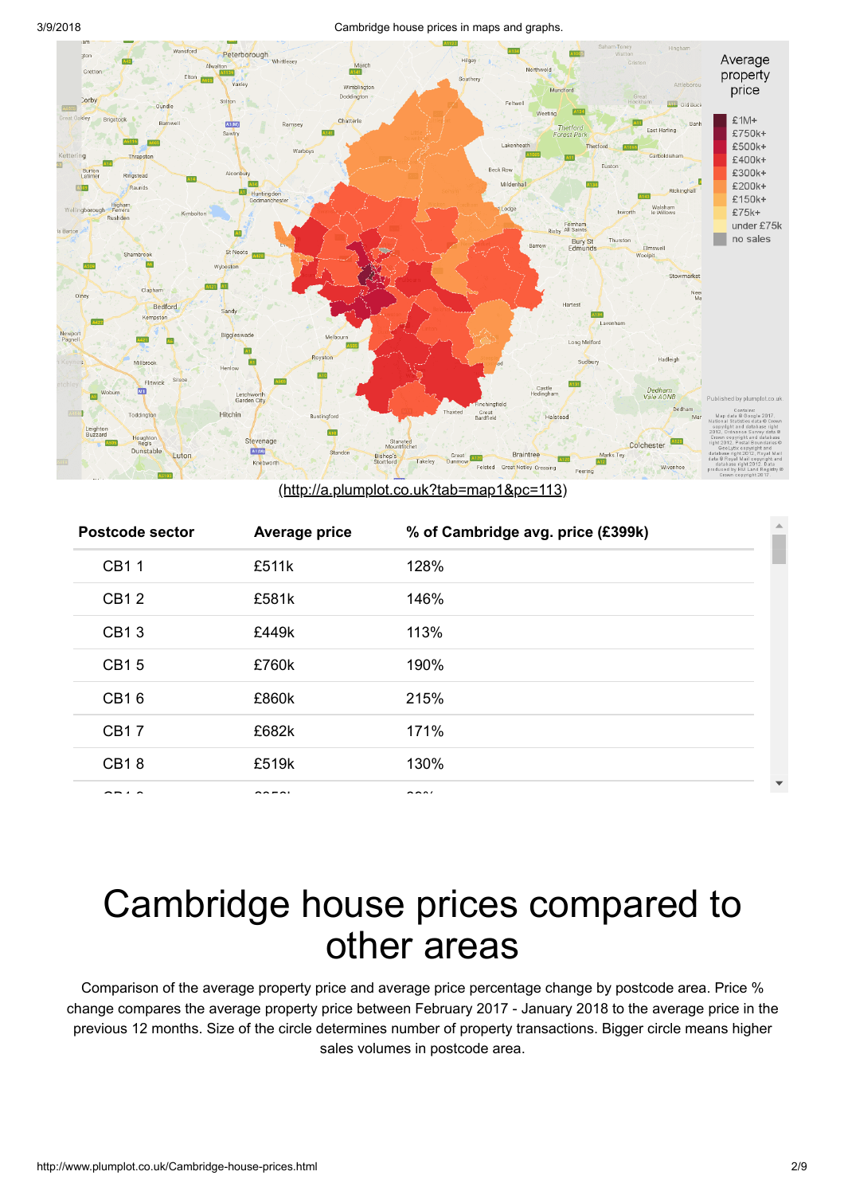(http://a.plumplot.co.uk?tab=map1&pc=113)

| Postcode sector | Average price | % of Cambridge avg. price (£399k) |
|---|---|---|
| CB1 1 | £511k | 128% |
| CB1 2 | £581k | 146% |
| CB1 3 | £449k | 113% |
| CB1 5 | £760k | 190% |
| CB1 6 | £860k | 215% |
| CB1 7 | £682k | 171% |
| CB1 8 | £519k | 130% |

# Cambridge house prices compared to other areas

Comparison of the average property price and average price percentage change by postcode area. Price % change compares the average property price between February 2017 - January 2018 to the average price in the previous 12 months. Size of the circle determines number of property transactions. Bigger circle means higher sales volumes in postcode area.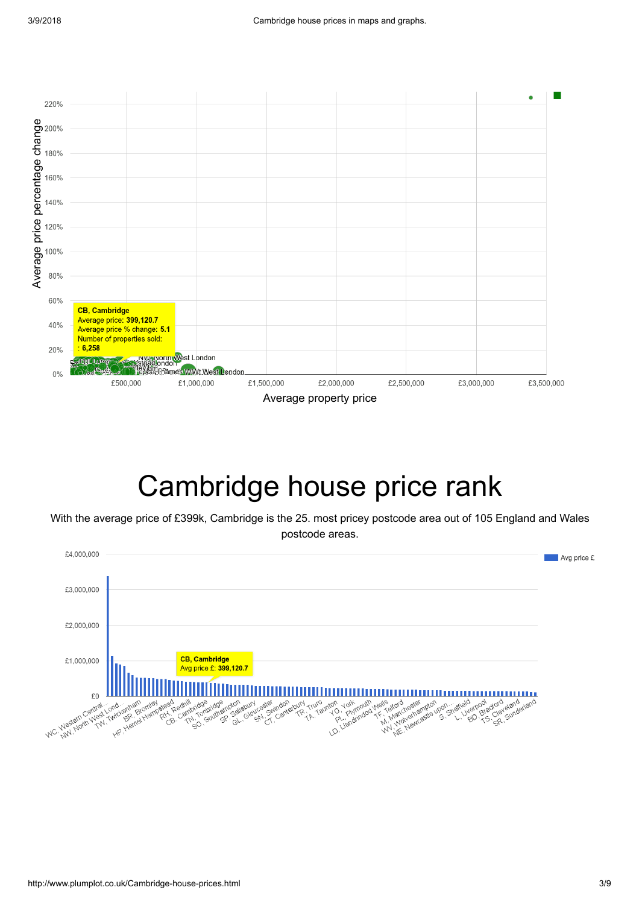| | |
|---|---|
| **CB, Cambridge** | |
| Average price: | **399,120.7** |
| Average price % change: | **5.1** |
| Number of properties sold: | **6,258** |

# Cambridge house price rank

With the average price of £399k, Cambridge is the 25. most pricey postcode area out of 105 England and Wales postcode areas.

| | |
|---|---|
| **CB, Cambridge** | |
| Avg price £: | **399,120.7** |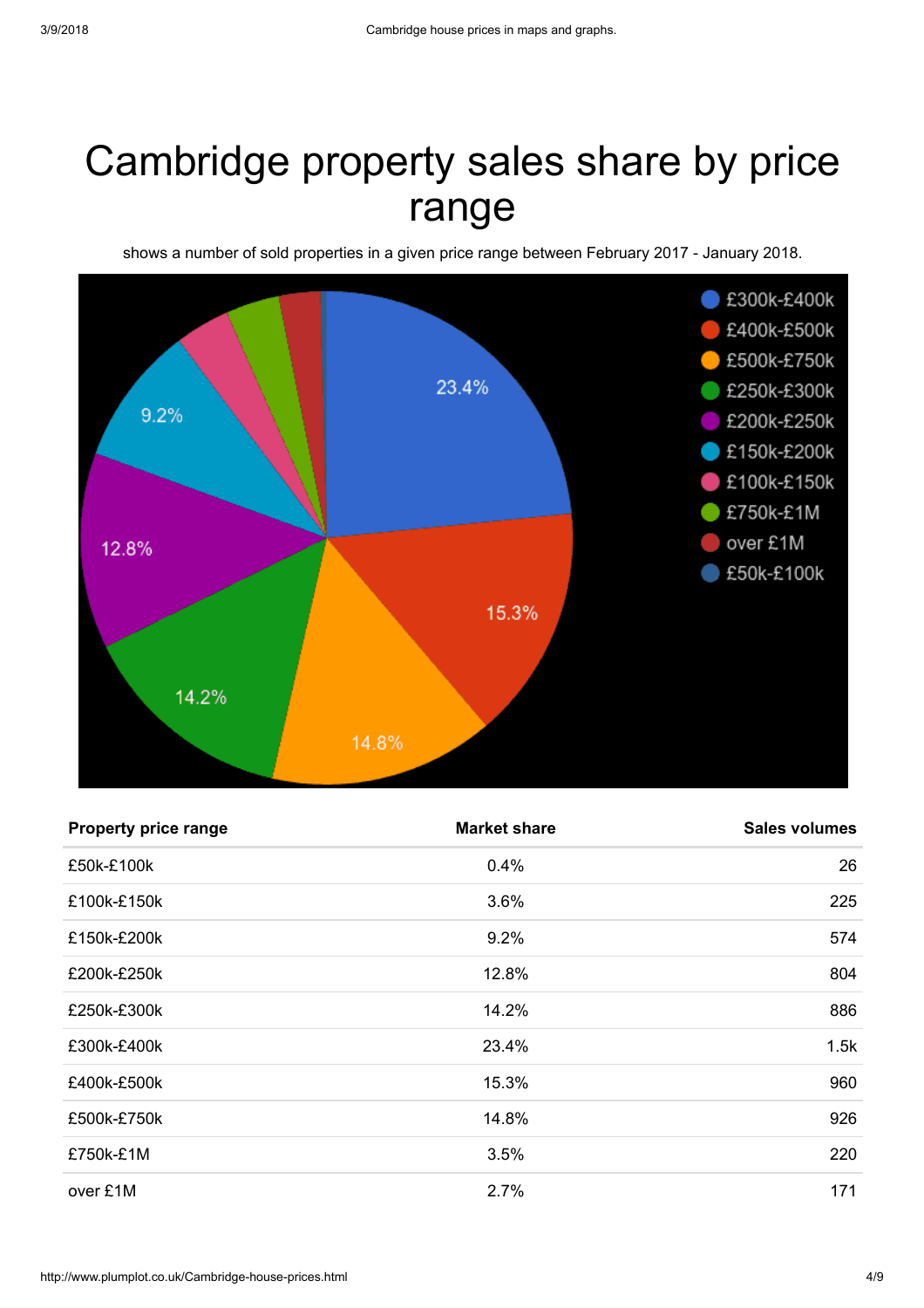# Cambridge property sales share by price range

shows a number of sold properties in a given price range between February 2017 - January 2018.

| Property price range | Market share | Sales volumes |
|---|---|---|
| £50k-£100k | 0.4% | 26 |
| £100k-£150k | 3.6% | 225 |
| £150k-£200k | 9.2% | 574 |
| £200k-£250k | 12.8% | 804 |
| £250k-£300k | 14.2% | 886 |
| £300k-£400k | 23.4% | 1.5k |
| £400k-£500k | 15.3% | 960 |
| £500k-£750k | 14.8% | 926 |
| £750k-£1M | 3.5% | 220 |
| over £1M | 2.7% | 171 |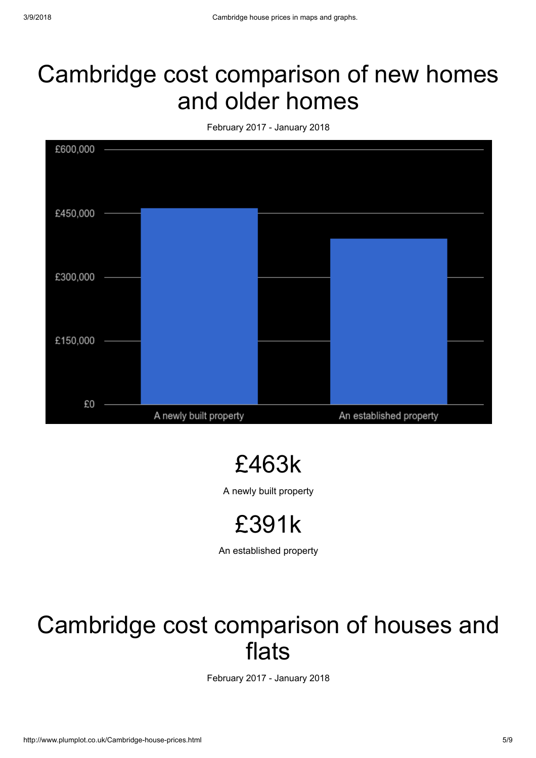# Cambridge cost comparison of new homes and older homes

February 2017 - January 2018

£463k

A newly built property

£391k

An established property

# Cambridge cost comparison of houses and flats

February 2017 - January 2018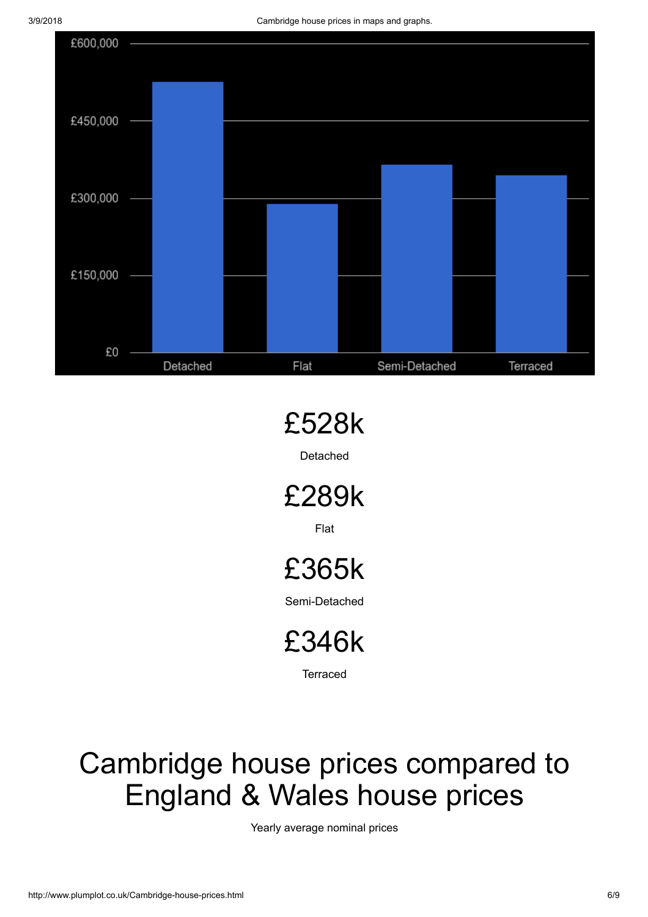£528k

Detached

£289k

Flat

£365k

Semi-Detached

£346k

Terraced

# Cambridge house prices compared to England & Wales house prices

Yearly average nominal prices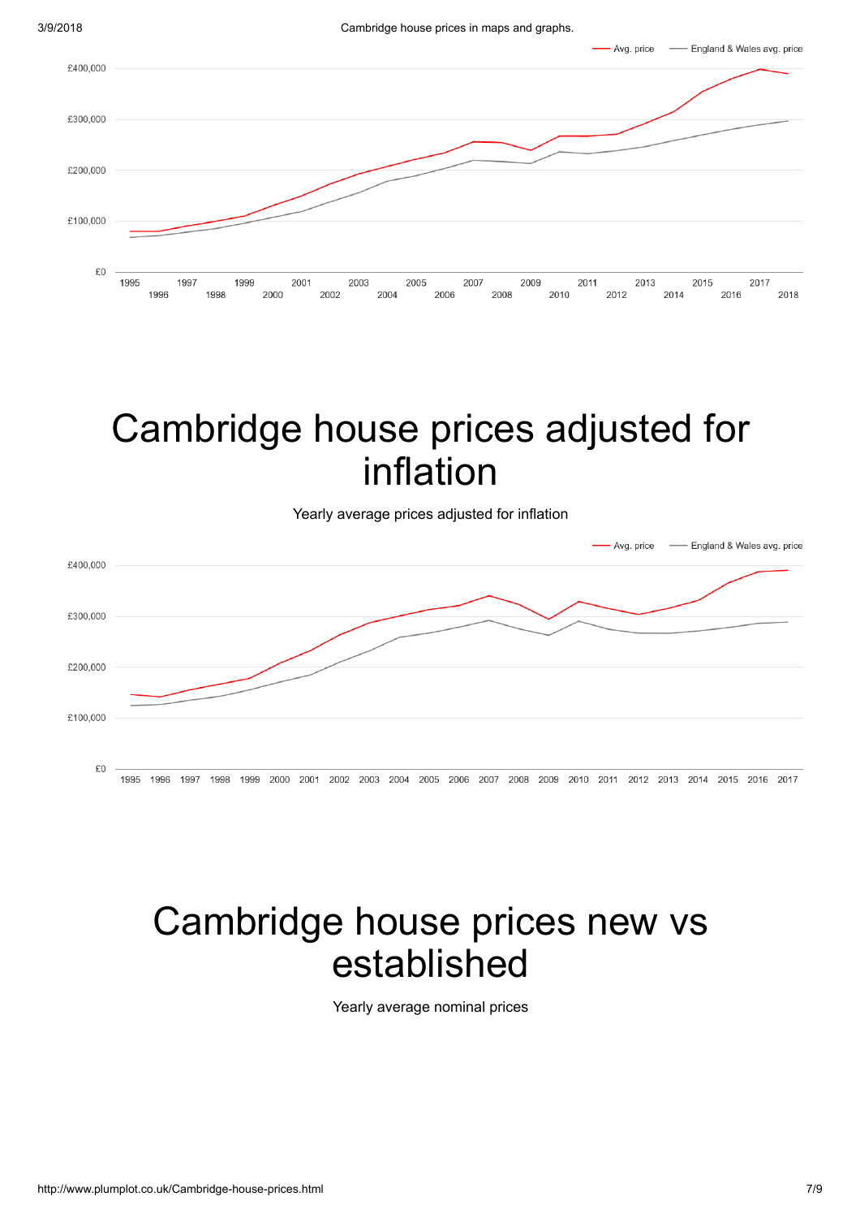# Cambridge house prices adjusted for inflation

Yearly average prices adjusted for inflation

# Cambridge house prices new vs established

Yearly average nominal prices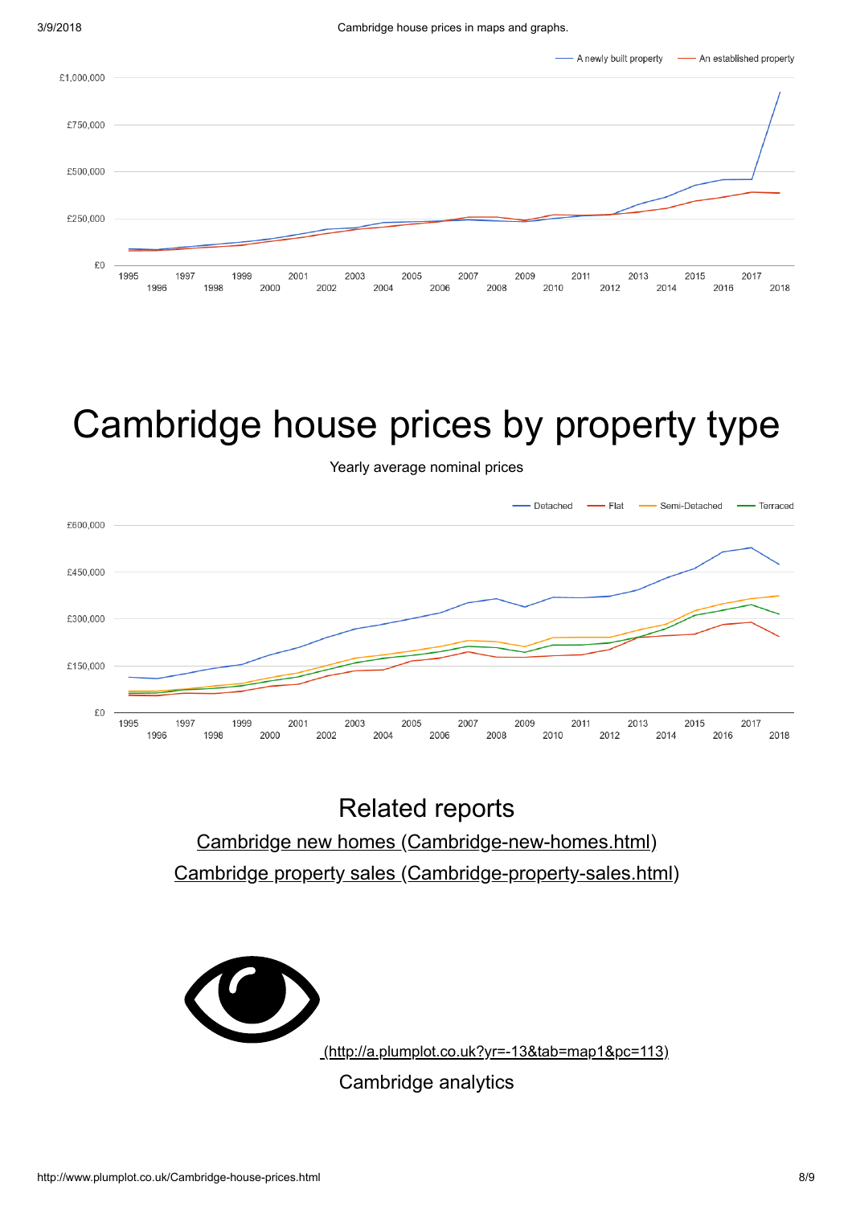# Cambridge house prices by property type

Yearly average nominal prices

## Related reports

[Cambridge new homes (Cambridge-new-homes.html)](Cambridge-new-homes.html)

[Cambridge property sales (Cambridge-property-sales.html)](Cambridge-property-sales.html)

[(http://a.plumplot.co.uk?yr=-13&tab=map1&pc=113)](http://a.plumplot.co.uk?yr=-13&tab=map1&pc=113)

Cambridge analytics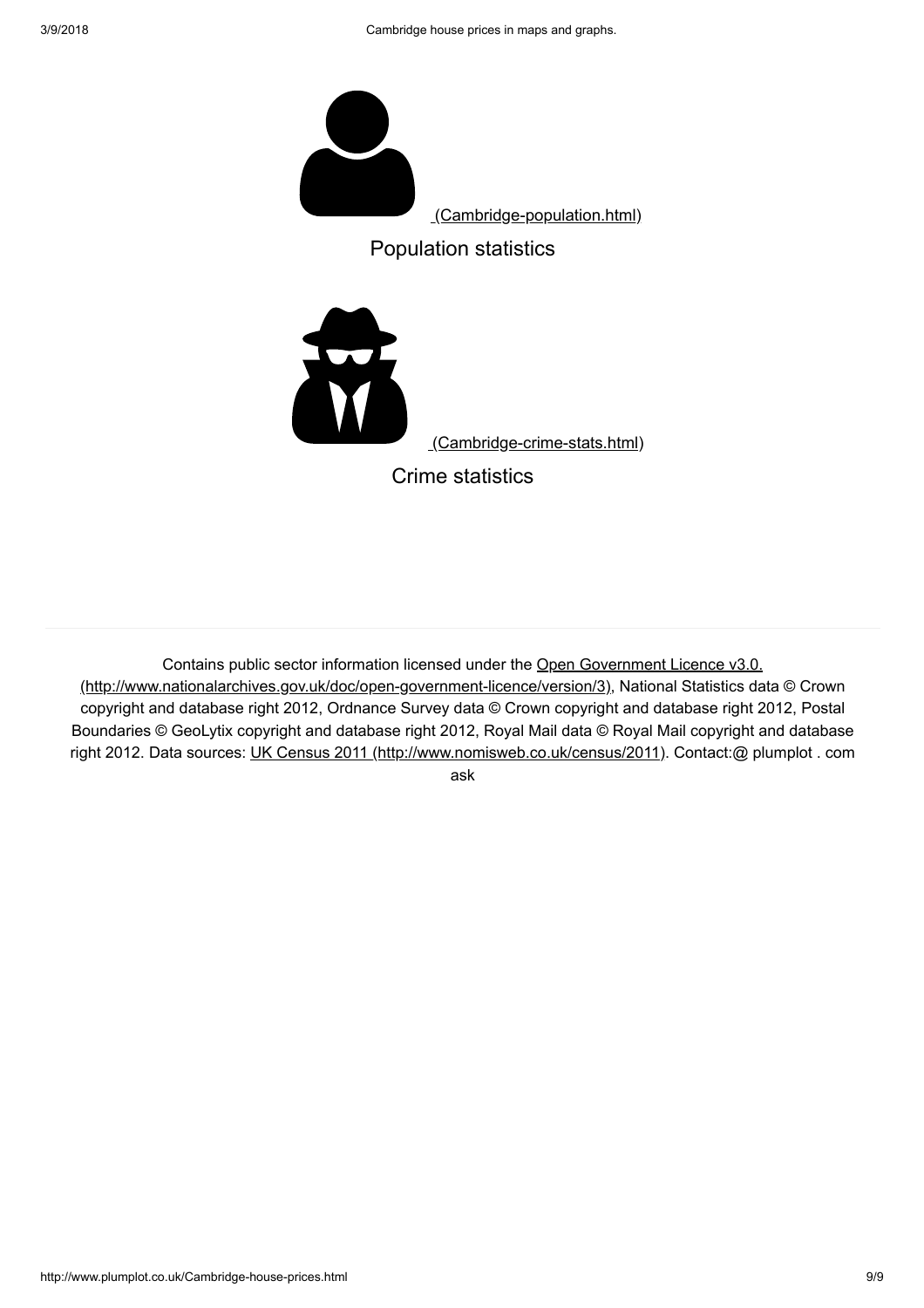(Cambridge-population.html)

Population statistics

(Cambridge-crime-stats.html)

Crime statistics

---

Contains public sector information licensed under the Open Government Licence v3.0. (http://www.nationalarchives.gov.uk/doc/open-government-licence/version/3), National Statistics data © Crown copyright and database right 2012, Ordnance Survey data © Crown copyright and database right 2012, Postal Boundaries © GeoLytix copyright and database right 2012, Royal Mail data © Royal Mail copyright and database right 2012. Data sources: UK Census 2011 (http://www.nomisweb.co.uk/census/2011). Contact:@ plumplot . com

ask